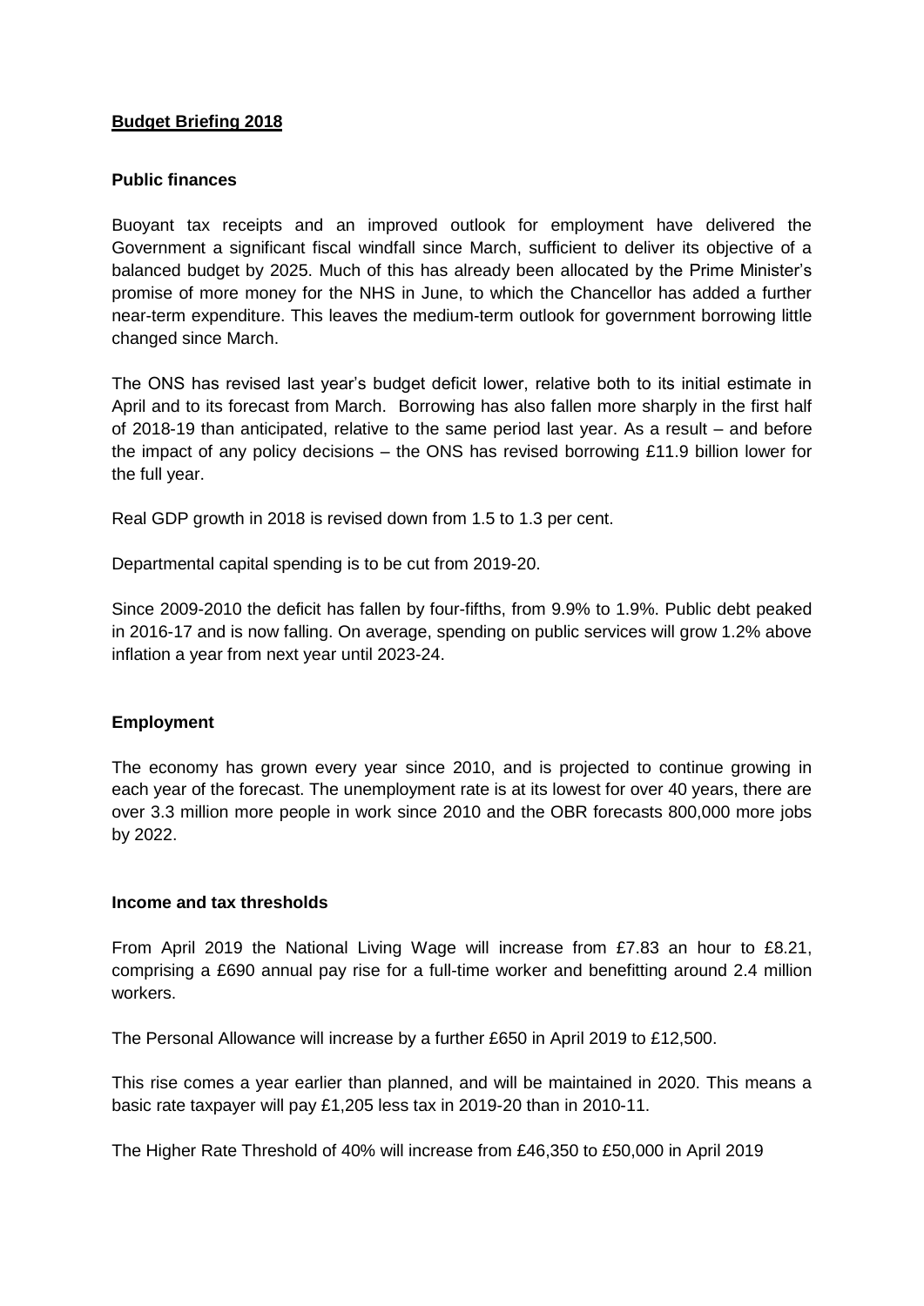# Budget Briefing 2018

## Public finances

Buoyant tax receipts and an improved outlook for employment have delivered the Government a significant fiscal windfall since March, sufficient to deliver its objective of a balanced budget by 2025. Much of this has already been allocated by the Prime Minister's promise of more money for the NHS in June, to which the Chancellor has added a further near-term expenditure. This leaves the medium-term outlook for government borrowing little changed since March.

The ONS has revised last year's budget deficit lower, relative both to its initial estimate in April and to its forecast from March. Borrowing has also fallen more sharply in the first half of 2018-19 than anticipated, relative to the same period last year. As a result – and before the impact of any policy decisions – the ONS has revised borrowing £11.9 billion lower for the full year.

Real GDP growth in 2018 is revised down from 1.5 to 1.3 per cent.

Departmental capital spending is to be cut from 2019-20.

Since 2009-2010 the deficit has fallen by four-fifths, from 9.9% to 1.9%. Public debt peaked in 2016-17 and is now falling. On average, spending on public services will grow 1.2% above inflation a year from next year until 2023-24.

## Employment

The economy has grown every year since 2010, and is projected to continue growing in each year of the forecast. The unemployment rate is at its lowest for over 40 years, there are over 3.3 million more people in work since 2010 and the OBR forecasts 800,000 more jobs by 2022.

## Income and tax thresholds

From April 2019 the National Living Wage will increase from £7.83 an hour to £8.21, comprising a £690 annual pay rise for a full-time worker and benefitting around 2.4 million workers.

The Personal Allowance will increase by a further £650 in April 2019 to £12,500.

This rise comes a year earlier than planned, and will be maintained in 2020. This means a basic rate taxpayer will pay £1,205 less tax in 2019-20 than in 2010-11.

The Higher Rate Threshold of 40% will increase from £46,350 to £50,000 in April 2019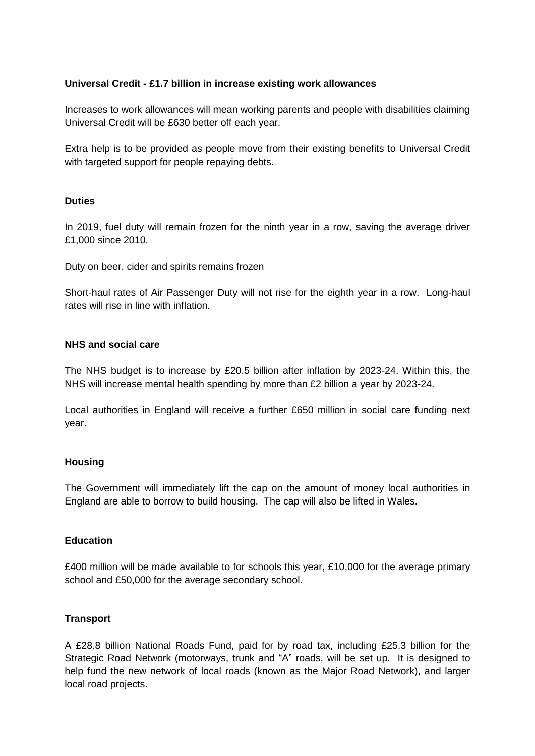**Universal Credit - £1.7 billion in increase existing work allowances**

Increases to work allowances will mean working parents and people with disabilities claiming Universal Credit will be £630 better off each year.

Extra help is to be provided as people move from their existing benefits to Universal Credit with targeted support for people repaying debts.

**Duties**

In 2019, fuel duty will remain frozen for the ninth year in a row, saving the average driver £1,000 since 2010.

Duty on beer, cider and spirits remains frozen

Short-haul rates of Air Passenger Duty will not rise for the eighth year in a row. Long-haul rates will rise in line with inflation.

**NHS and social care**

The NHS budget is to increase by £20.5 billion after inflation by 2023-24. Within this, the NHS will increase mental health spending by more than £2 billion a year by 2023-24.

Local authorities in England will receive a further £650 million in social care funding next year.

**Housing**

The Government will immediately lift the cap on the amount of money local authorities in England are able to borrow to build housing. The cap will also be lifted in Wales.

**Education**

£400 million will be made available to for schools this year, £10,000 for the average primary school and £50,000 for the average secondary school.

**Transport**

A £28.8 billion National Roads Fund, paid for by road tax, including £25.3 billion for the Strategic Road Network (motorways, trunk and "A" roads, will be set up. It is designed to help fund the new network of local roads (known as the Major Road Network), and larger local road projects.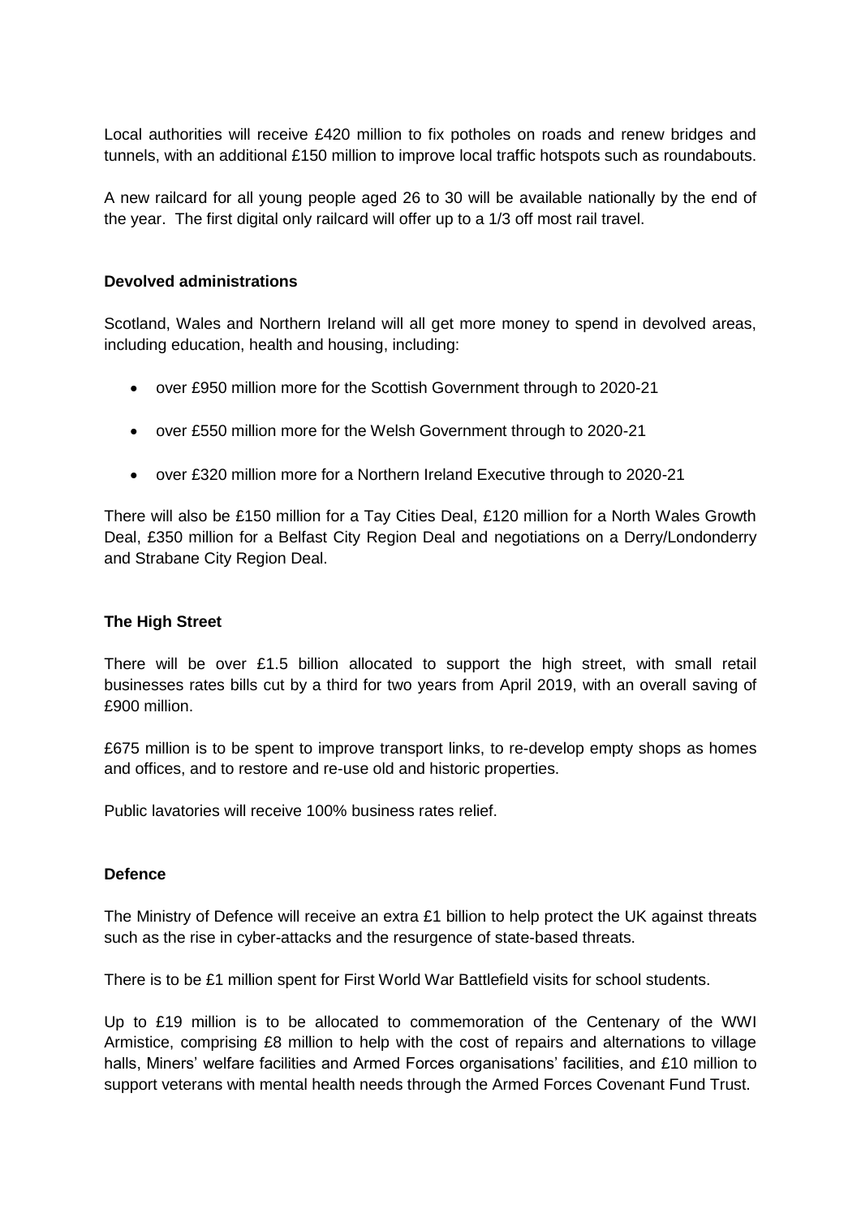Local authorities will receive £420 million to fix potholes on roads and renew bridges and tunnels, with an additional £150 million to improve local traffic hotspots such as roundabouts.

A new railcard for all young people aged 26 to 30 will be available nationally by the end of the year. The first digital only railcard will offer up to a 1/3 off most rail travel.

**Devolved administrations**

Scotland, Wales and Northern Ireland will all get more money to spend in devolved areas, including education, health and housing, including:

- over £950 million more for the Scottish Government through to 2020-21
- over £550 million more for the Welsh Government through to 2020-21
- over £320 million more for a Northern Ireland Executive through to 2020-21

There will also be £150 million for a Tay Cities Deal, £120 million for a North Wales Growth Deal, £350 million for a Belfast City Region Deal and negotiations on a Derry/Londonderry and Strabane City Region Deal.

**The High Street**

There will be over £1.5 billion allocated to support the high street, with small retail businesses rates bills cut by a third for two years from April 2019, with an overall saving of £900 million.

£675 million is to be spent to improve transport links, to re-develop empty shops as homes and offices, and to restore and re-use old and historic properties.

Public lavatories will receive 100% business rates relief.

**Defence**

The Ministry of Defence will receive an extra £1 billion to help protect the UK against threats such as the rise in cyber-attacks and the resurgence of state-based threats.

There is to be £1 million spent for First World War Battlefield visits for school students.

Up to £19 million is to be allocated to commemoration of the Centenary of the WWI Armistice, comprising £8 million to help with the cost of repairs and alternations to village halls, Miners' welfare facilities and Armed Forces organisations' facilities, and £10 million to support veterans with mental health needs through the Armed Forces Covenant Fund Trust.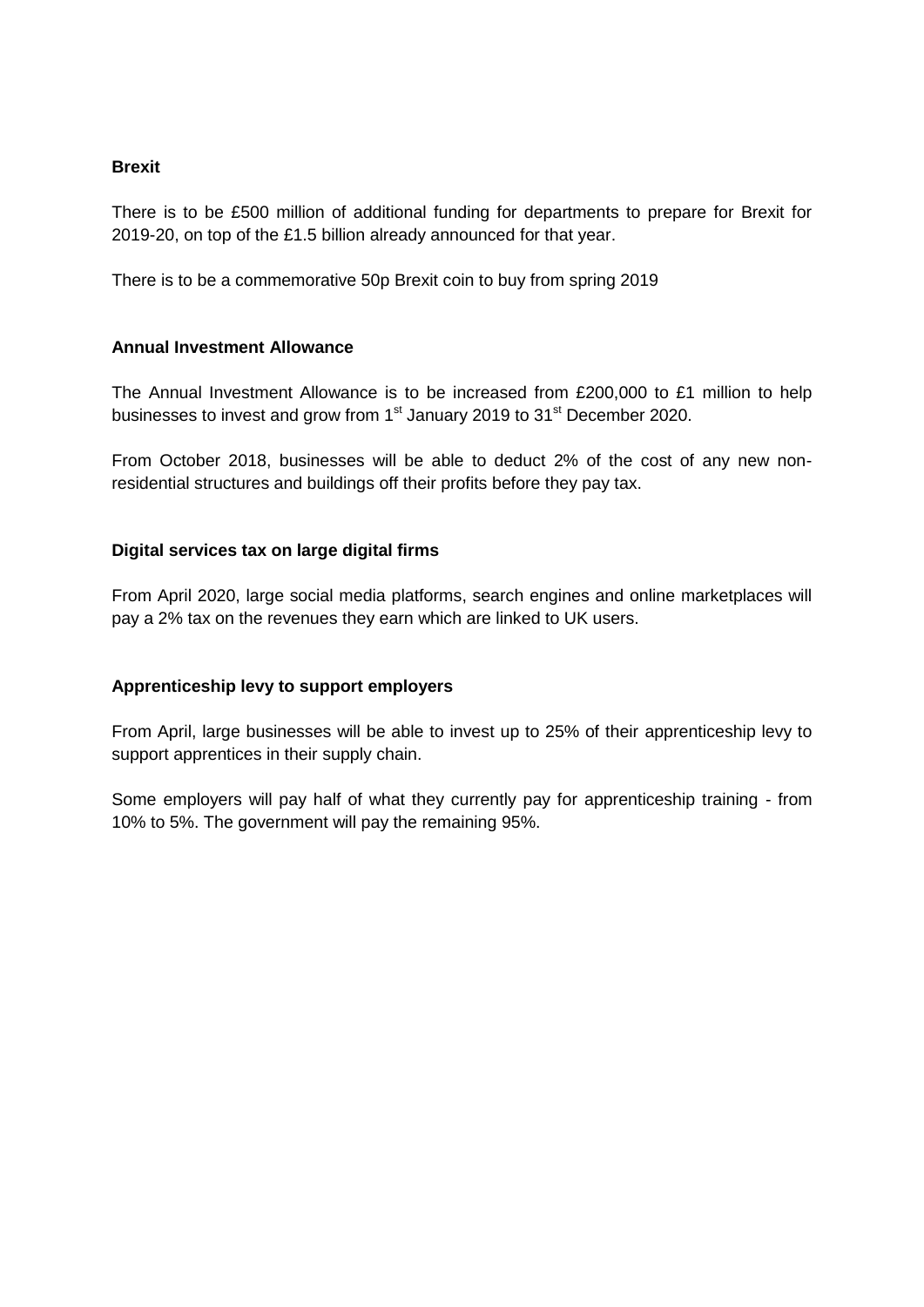**Brexit**

There is to be £500 million of additional funding for departments to prepare for Brexit for 2019-20, on top of the £1.5 billion already announced for that year.

There is to be a commemorative 50p Brexit coin to buy from spring 2019

**Annual Investment Allowance**

The Annual Investment Allowance is to be increased from £200,000 to £1 million to help businesses to invest and grow from 1st January 2019 to 31st December 2020.

From October 2018, businesses will be able to deduct 2% of the cost of any new non-residential structures and buildings off their profits before they pay tax.

**Digital services tax on large digital firms**

From April 2020, large social media platforms, search engines and online marketplaces will pay a 2% tax on the revenues they earn which are linked to UK users.

**Apprenticeship levy to support employers**

From April, large businesses will be able to invest up to 25% of their apprenticeship levy to support apprentices in their supply chain.

Some employers will pay half of what they currently pay for apprenticeship training - from 10% to 5%. The government will pay the remaining 95%.